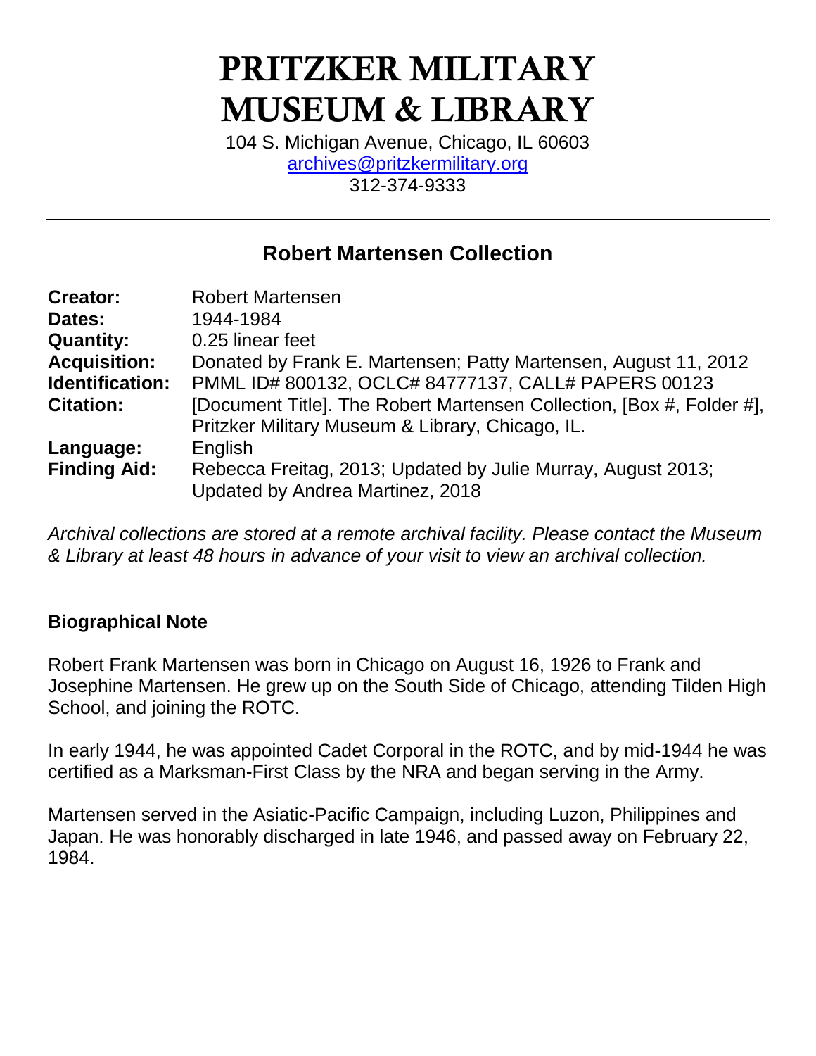# PRITZKER MILITARY MUSEUM & LIBRARY

104 S. Michigan Avenue, Chicago, IL 60603
archives@pritzkermilitary.org
312-374-9333

---

## Robert Martensen Collection

| | |
|---|---|
| **Creator:** | Robert Martensen |
| **Dates:** | 1944-1984 |
| **Quantity:** | 0.25 linear feet |
| **Acquisition:** | Donated by Frank E. Martensen; Patty Martensen, August 11, 2012 |
| **Identification:** | PMML ID# 800132, OCLC# 84777137, CALL# PAPERS 00123 |
| **Citation:** | [Document Title]. The Robert Martensen Collection, [Box #, Folder #], Pritzker Military Museum & Library, Chicago, IL. |
| **Language:** | English |
| **Finding Aid:** | Rebecca Freitag, 2013; Updated by Julie Murray, August 2013; Updated by Andrea Martinez, 2018 |

*Archival collections are stored at a remote archival facility. Please contact the Museum & Library at least 48 hours in advance of your visit to view an archival collection.*

---

### Biographical Note

Robert Frank Martensen was born in Chicago on August 16, 1926 to Frank and Josephine Martensen. He grew up on the South Side of Chicago, attending Tilden High School, and joining the ROTC.

In early 1944, he was appointed Cadet Corporal in the ROTC, and by mid-1944 he was certified as a Marksman-First Class by the NRA and began serving in the Army.

Martensen served in the Asiatic-Pacific Campaign, including Luzon, Philippines and Japan. He was honorably discharged in late 1946, and passed away on February 22, 1984.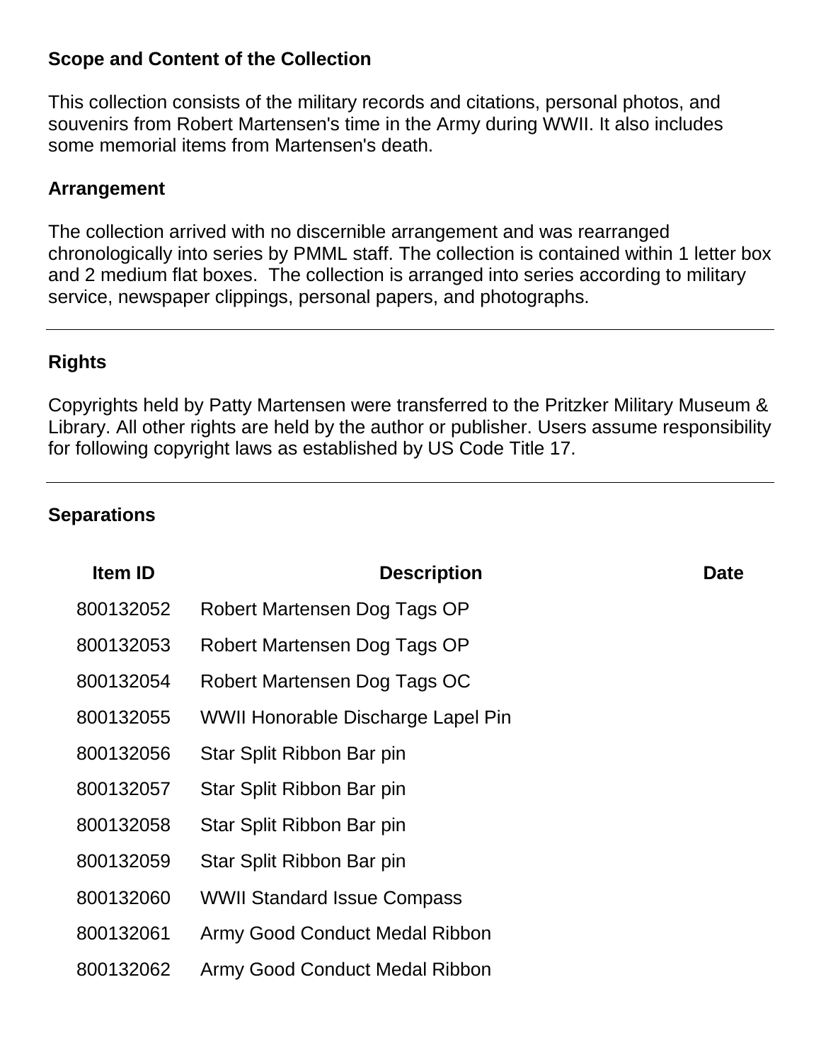## Scope and Content of the Collection

This collection consists of the military records and citations, personal photos, and souvenirs from Robert Martensen's time in the Army during WWII. It also includes some memorial items from Martensen's death.

## Arrangement

The collection arrived with no discernible arrangement and was rearranged chronologically into series by PMML staff. The collection is contained within 1 letter box and 2 medium flat boxes. The collection is arranged into series according to military service, newspaper clippings, personal papers, and photographs.

---

## Rights

Copyrights held by Patty Martensen were transferred to the Pritzker Military Museum & Library. All other rights are held by the author or publisher. Users assume responsibility for following copyright laws as established by US Code Title 17.

---

## Separations

| Item ID | Description | Date |
|---|---|---|
| 800132052 | Robert Martensen Dog Tags OP | |
| 800132053 | Robert Martensen Dog Tags OP | |
| 800132054 | Robert Martensen Dog Tags OC | |
| 800132055 | WWII Honorable Discharge Lapel Pin | |
| 800132056 | Star Split Ribbon Bar pin | |
| 800132057 | Star Split Ribbon Bar pin | |
| 800132058 | Star Split Ribbon Bar pin | |
| 800132059 | Star Split Ribbon Bar pin | |
| 800132060 | WWII Standard Issue Compass | |
| 800132061 | Army Good Conduct Medal Ribbon | |
| 800132062 | Army Good Conduct Medal Ribbon | |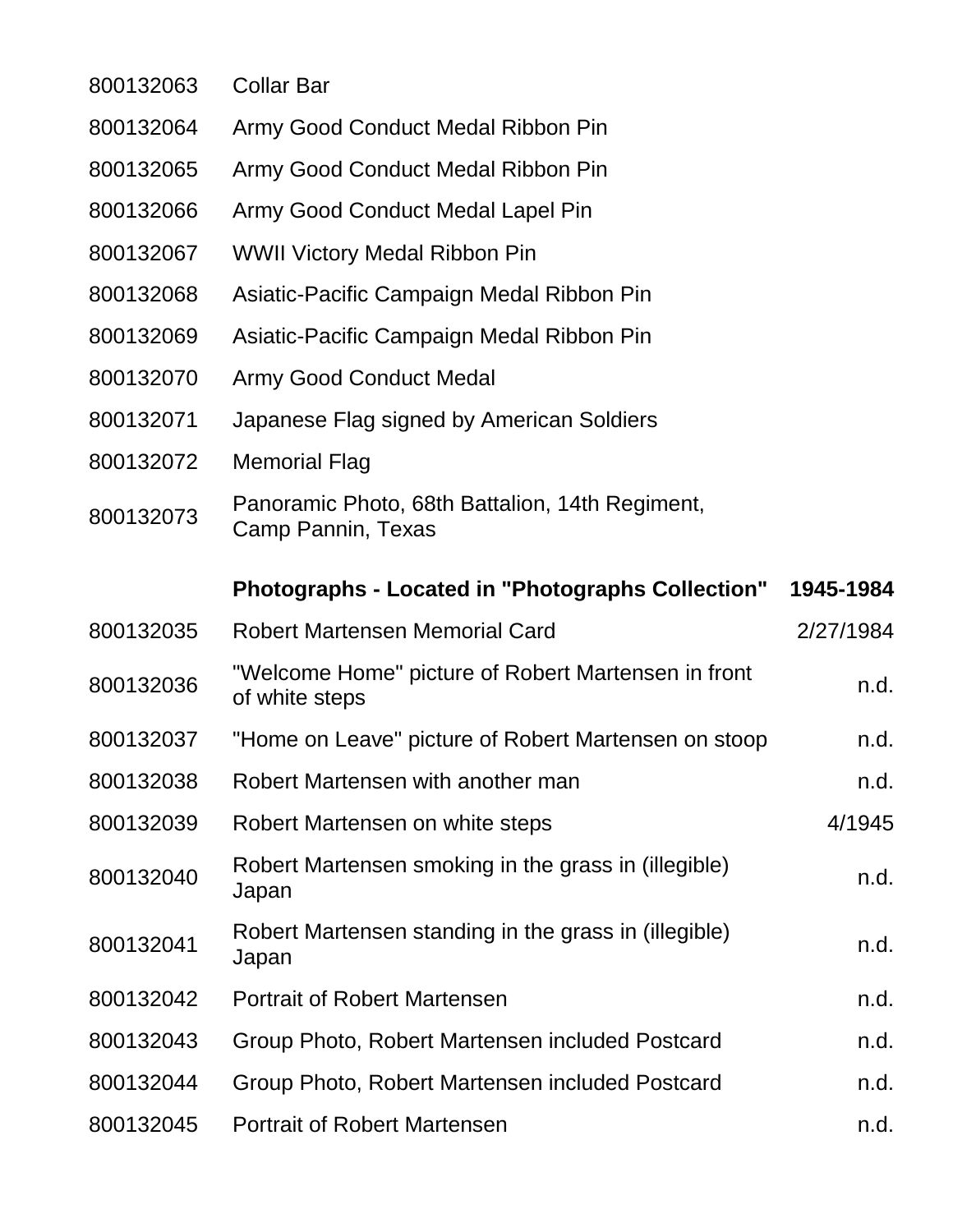| | | |
|---|---|---|
| 800132063 | Collar Bar | |
| 800132064 | Army Good Conduct Medal Ribbon Pin | |
| 800132065 | Army Good Conduct Medal Ribbon Pin | |
| 800132066 | Army Good Conduct Medal Lapel Pin | |
| 800132067 | WWII Victory Medal Ribbon Pin | |
| 800132068 | Asiatic-Pacific Campaign Medal Ribbon Pin | |
| 800132069 | Asiatic-Pacific Campaign Medal Ribbon Pin | |
| 800132070 | Army Good Conduct Medal | |
| 800132071 | Japanese Flag signed by American Soldiers | |
| 800132072 | Memorial Flag | |
| 800132073 | Panoramic Photo, 68th Battalion, 14th Regiment, Camp Pannin, Texas | |
| | **Photographs - Located in "Photographs Collection"** | **1945-1984** |
| 800132035 | Robert Martensen Memorial Card | 2/27/1984 |
| 800132036 | "Welcome Home" picture of Robert Martensen in front of white steps | n.d. |
| 800132037 | "Home on Leave" picture of Robert Martensen on stoop | n.d. |
| 800132038 | Robert Martensen with another man | n.d. |
| 800132039 | Robert Martensen on white steps | 4/1945 |
| 800132040 | Robert Martensen smoking in the grass in (illegible) Japan | n.d. |
| 800132041 | Robert Martensen standing in the grass in (illegible) Japan | n.d. |
| 800132042 | Portrait of Robert Martensen | n.d. |
| 800132043 | Group Photo, Robert Martensen included Postcard | n.d. |
| 800132044 | Group Photo, Robert Martensen included Postcard | n.d. |
| 800132045 | Portrait of Robert Martensen | n.d. |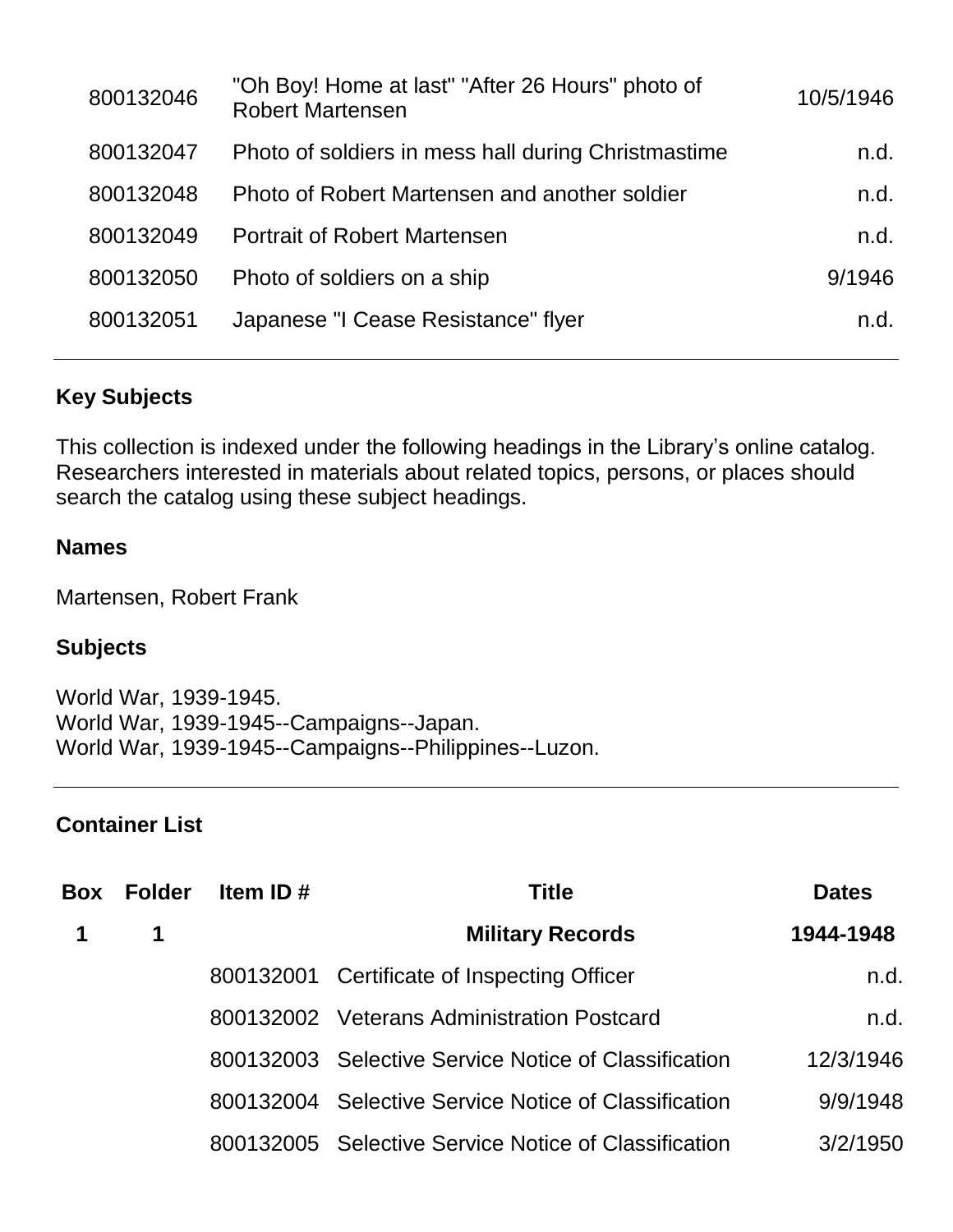| | | |
|---|---|---|
| 800132046 | "Oh Boy! Home at last" "After 26 Hours" photo of Robert Martensen | 10/5/1946 |
| 800132047 | Photo of soldiers in mess hall during Christmastime | n.d. |
| 800132048 | Photo of Robert Martensen and another soldier | n.d. |
| 800132049 | Portrait of Robert Martensen | n.d. |
| 800132050 | Photo of soldiers on a ship | 9/1946 |
| 800132051 | Japanese "I Cease Resistance" flyer | n.d. |

## Key Subjects

This collection is indexed under the following headings in the Library's online catalog. Researchers interested in materials about related topics, persons, or places should search the catalog using these subject headings.

### Names

Martensen, Robert Frank

### Subjects

World War, 1939-1945.
World War, 1939-1945--Campaigns--Japan.
World War, 1939-1945--Campaigns--Philippines--Luzon.

## Container List

| Box | Folder | Item ID # | Title | Dates |
|---|---|---|---|---|
| **1** | **1** | | **Military Records** | **1944-1948** |
| | | 800132001 | Certificate of Inspecting Officer | n.d. |
| | | 800132002 | Veterans Administration Postcard | n.d. |
| | | 800132003 | Selective Service Notice of Classification | 12/3/1946 |
| | | 800132004 | Selective Service Notice of Classification | 9/9/1948 |
| | | 800132005 | Selective Service Notice of Classification | 3/2/1950 |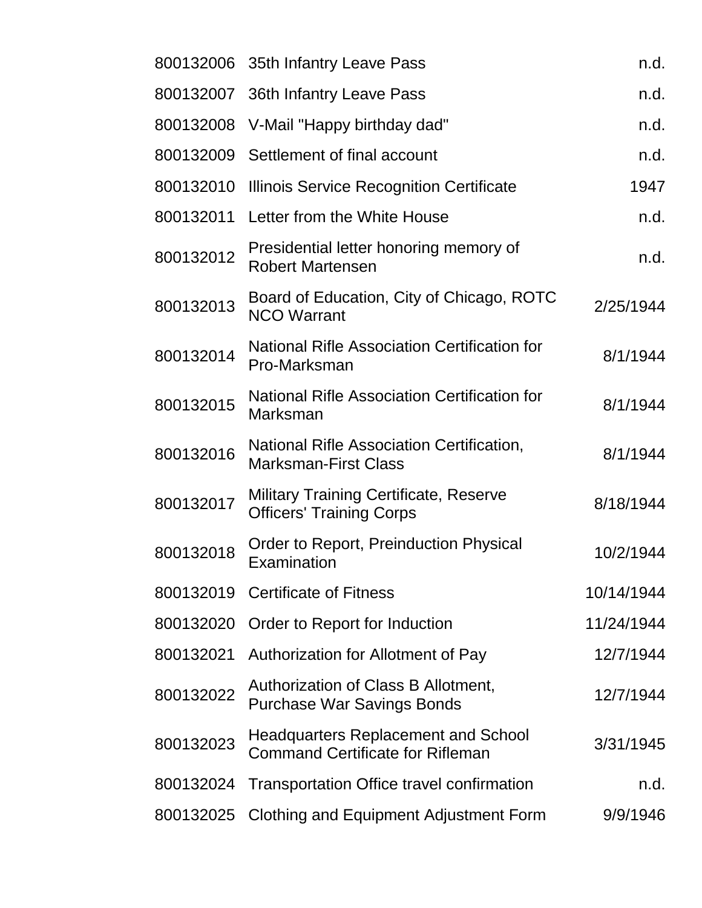| | | |
|---|---|---|
| 800132006 | 35th Infantry Leave Pass | n.d. |
| 800132007 | 36th Infantry Leave Pass | n.d. |
| 800132008 | V-Mail "Happy birthday dad" | n.d. |
| 800132009 | Settlement of final account | n.d. |
| 800132010 | Illinois Service Recognition Certificate | 1947 |
| 800132011 | Letter from the White House | n.d. |
| 800132012 | Presidential letter honoring memory of Robert Martensen | n.d. |
| 800132013 | Board of Education, City of Chicago, ROTC NCO Warrant | 2/25/1944 |
| 800132014 | National Rifle Association Certification for Pro-Marksman | 8/1/1944 |
| 800132015 | National Rifle Association Certification for Marksman | 8/1/1944 |
| 800132016 | National Rifle Association Certification, Marksman-First Class | 8/1/1944 |
| 800132017 | Military Training Certificate, Reserve Officers' Training Corps | 8/18/1944 |
| 800132018 | Order to Report, Preinduction Physical Examination | 10/2/1944 |
| 800132019 | Certificate of Fitness | 10/14/1944 |
| 800132020 | Order to Report for Induction | 11/24/1944 |
| 800132021 | Authorization for Allotment of Pay | 12/7/1944 |
| 800132022 | Authorization of Class B Allotment, Purchase War Savings Bonds | 12/7/1944 |
| 800132023 | Headquarters Replacement and School Command Certificate for Rifleman | 3/31/1945 |
| 800132024 | Transportation Office travel confirmation | n.d. |
| 800132025 | Clothing and Equipment Adjustment Form | 9/9/1946 |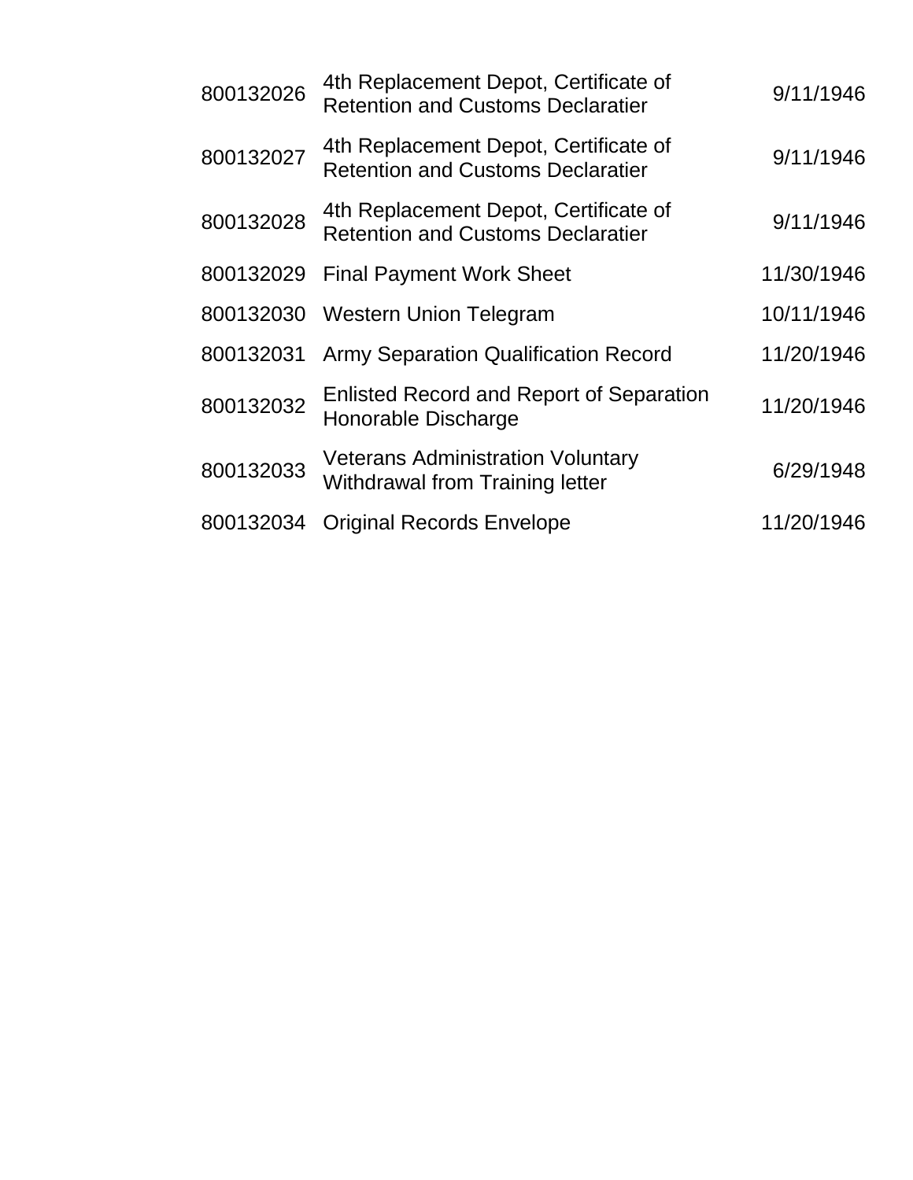| | | |
|---|---|---|
| 800132026 | 4th Replacement Depot, Certificate of Retention and Customs Declaratier | 9/11/1946 |
| 800132027 | 4th Replacement Depot, Certificate of Retention and Customs Declaratier | 9/11/1946 |
| 800132028 | 4th Replacement Depot, Certificate of Retention and Customs Declaratier | 9/11/1946 |
| 800132029 | Final Payment Work Sheet | 11/30/1946 |
| 800132030 | Western Union Telegram | 10/11/1946 |
| 800132031 | Army Separation Qualification Record | 11/20/1946 |
| 800132032 | Enlisted Record and Report of Separation Honorable Discharge | 11/20/1946 |
| 800132033 | Veterans Administration Voluntary Withdrawal from Training letter | 6/29/1948 |
| 800132034 | Original Records Envelope | 11/20/1946 |